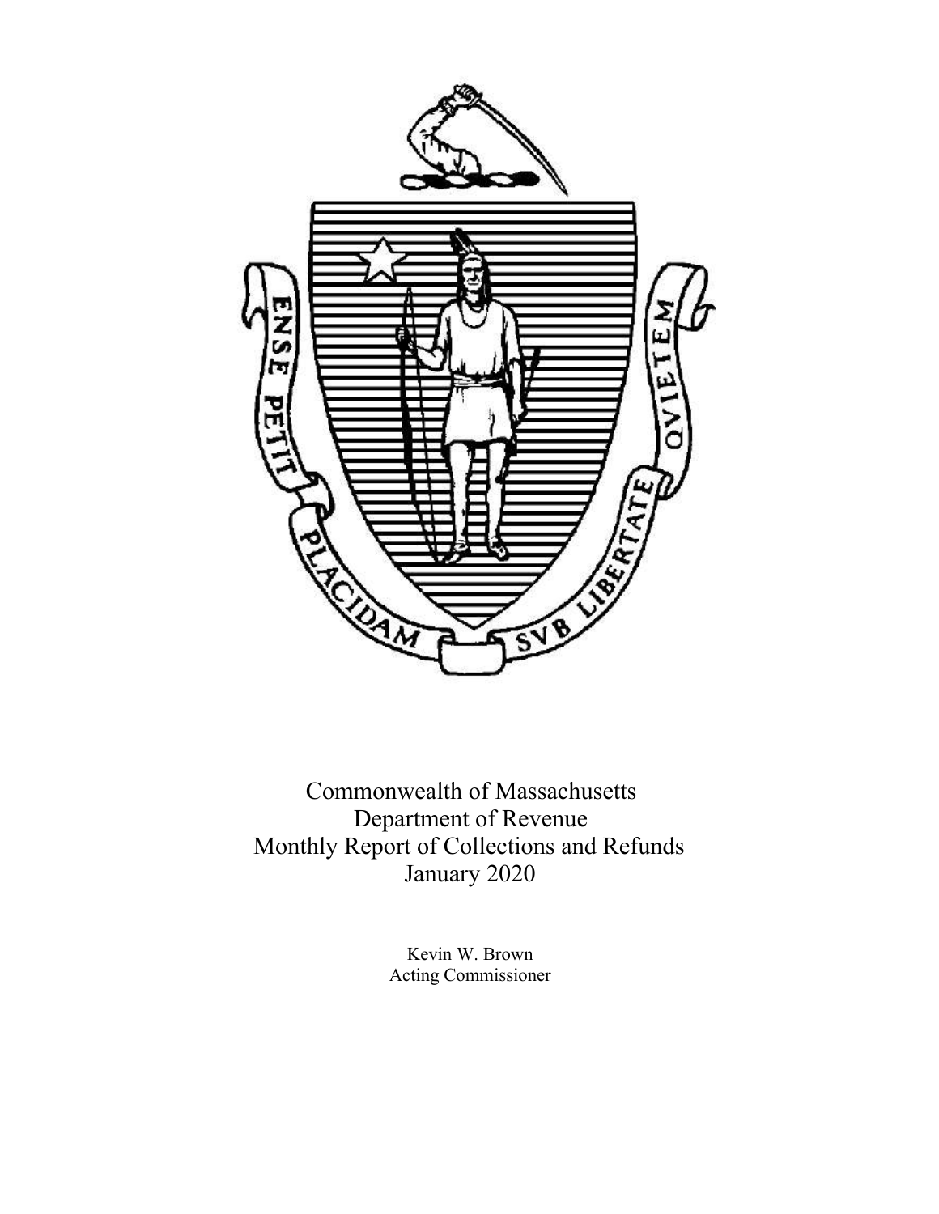Commonwealth of Massachusetts
Department of Revenue
Monthly Report of Collections and Refunds
January 2020

Kevin W. Brown
Acting Commissioner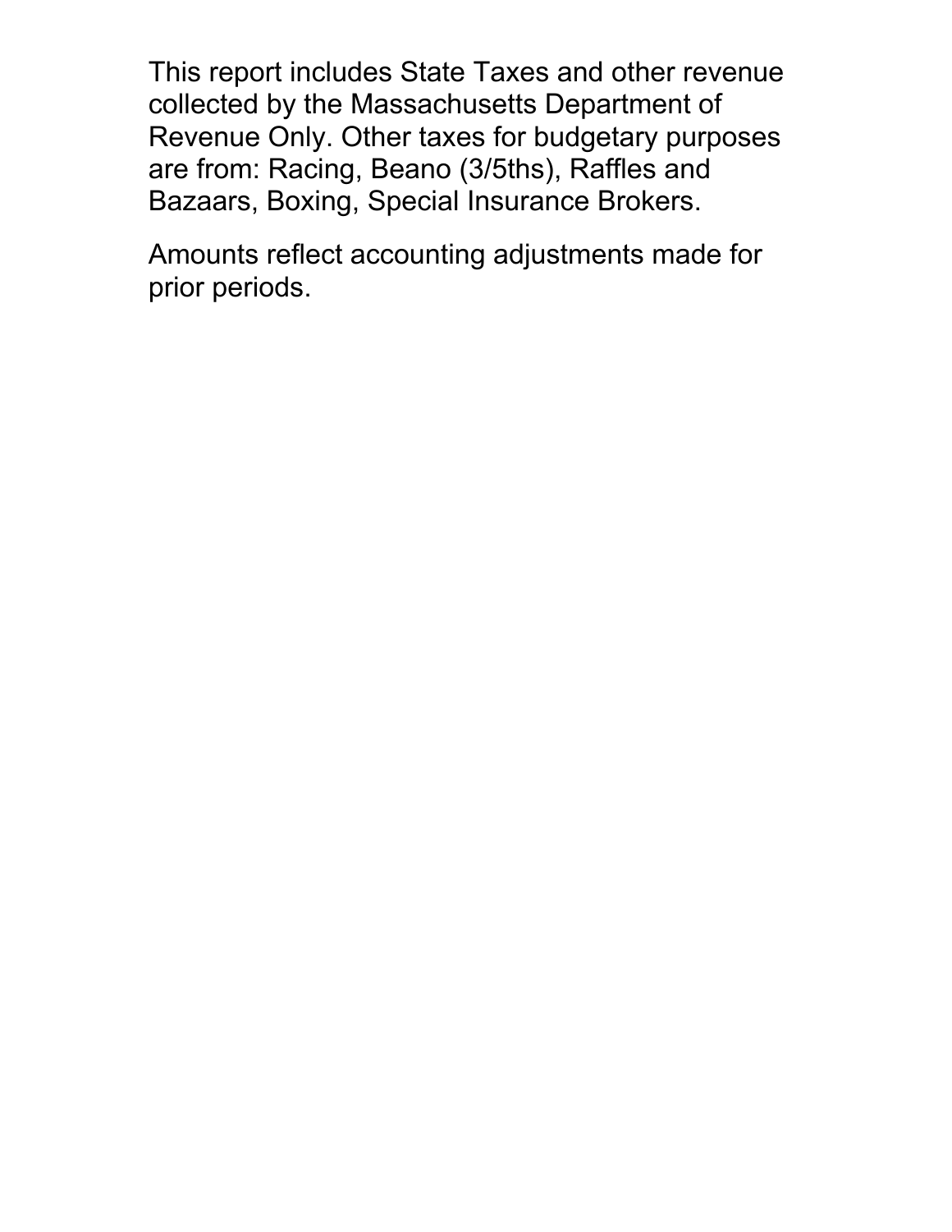This report includes State Taxes and other revenue collected by the Massachusetts Department of Revenue Only. Other taxes for budgetary purposes are from: Racing, Beano (3/5ths), Raffles and Bazaars, Boxing, Special Insurance Brokers.

Amounts reflect accounting adjustments made for prior periods.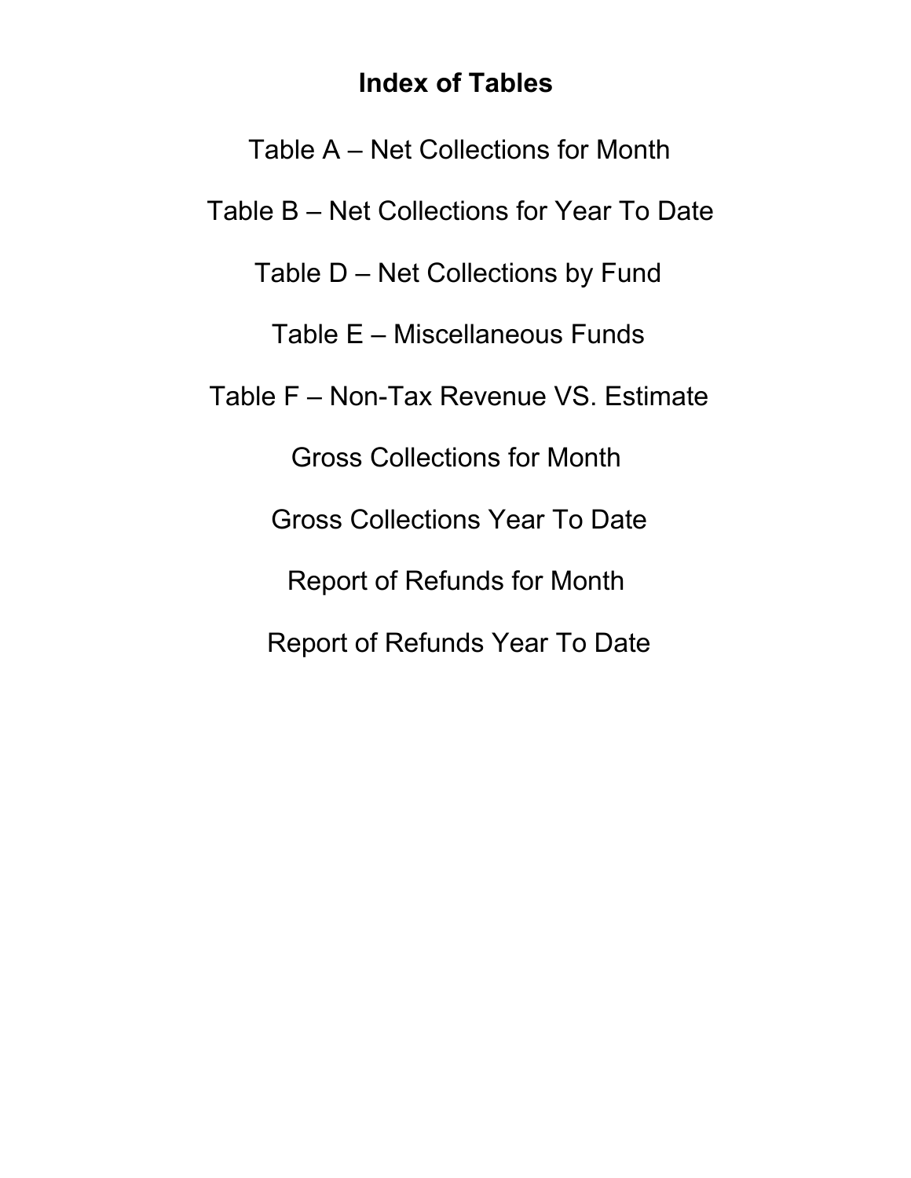# Index of Tables

Table A – Net Collections for Month

Table B – Net Collections for Year To Date

Table D – Net Collections by Fund

Table E – Miscellaneous Funds

Table F – Non-Tax Revenue VS. Estimate

Gross Collections for Month

Gross Collections Year To Date

Report of Refunds for Month

Report of Refunds Year To Date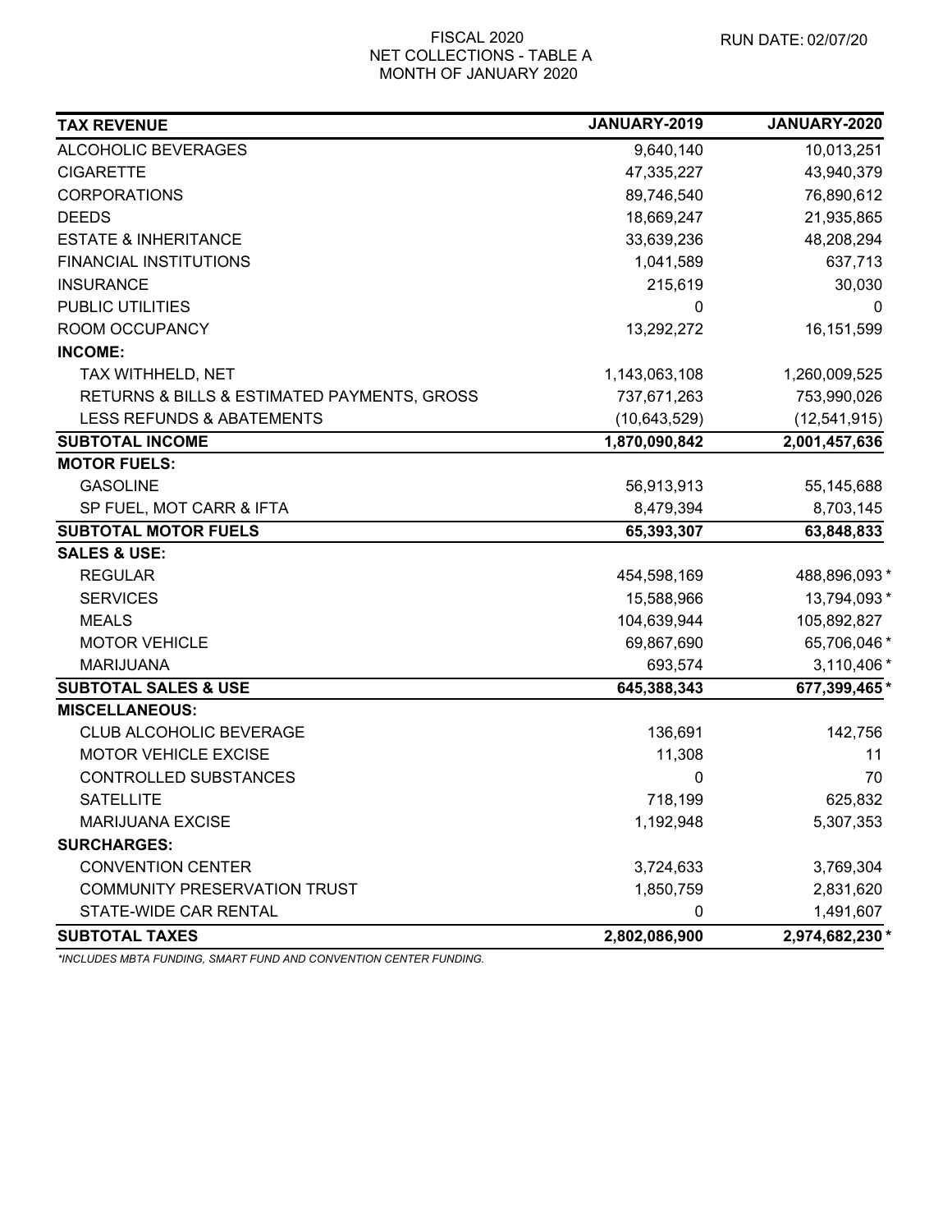FISCAL 2020
NET COLLECTIONS - TABLE A
MONTH OF JANUARY 2020

RUN DATE: 02/07/20

| TAX REVENUE | JANUARY-2019 | JANUARY-2020 |
|---|---|---|
| ALCOHOLIC BEVERAGES | 9,640,140 | 10,013,251 |
| CIGARETTE | 47,335,227 | 43,940,379 |
| CORPORATIONS | 89,746,540 | 76,890,612 |
| DEEDS | 18,669,247 | 21,935,865 |
| ESTATE & INHERITANCE | 33,639,236 | 48,208,294 |
| FINANCIAL INSTITUTIONS | 1,041,589 | 637,713 |
| INSURANCE | 215,619 | 30,030 |
| PUBLIC UTILITIES | 0 | 0 |
| ROOM OCCUPANCY | 13,292,272 | 16,151,599 |
| **INCOME:** | | |
| TAX WITHHELD, NET | 1,143,063,108 | 1,260,009,525 |
| RETURNS & BILLS & ESTIMATED PAYMENTS, GROSS | 737,671,263 | 753,990,026 |
| LESS REFUNDS & ABATEMENTS | (10,643,529) | (12,541,915) |
| **SUBTOTAL INCOME** | **1,870,090,842** | **2,001,457,636** |
| **MOTOR FUELS:** | | |
| GASOLINE | 56,913,913 | 55,145,688 |
| SP FUEL, MOT CARR & IFTA | 8,479,394 | 8,703,145 |
| **SUBTOTAL MOTOR FUELS** | **65,393,307** | **63,848,833** |
| **SALES & USE:** | | |
| REGULAR | 454,598,169 | 488,896,093 * |
| SERVICES | 15,588,966 | 13,794,093 * |
| MEALS | 104,639,944 | 105,892,827 |
| MOTOR VEHICLE | 69,867,690 | 65,706,046 * |
| MARIJUANA | 693,574 | 3,110,406 * |
| **SUBTOTAL SALES & USE** | **645,388,343** | **677,399,465 *** |
| **MISCELLANEOUS:** | | |
| CLUB ALCOHOLIC BEVERAGE | 136,691 | 142,756 |
| MOTOR VEHICLE EXCISE | 11,308 | 11 |
| CONTROLLED SUBSTANCES | 0 | 70 |
| SATELLITE | 718,199 | 625,832 |
| MARIJUANA EXCISE | 1,192,948 | 5,307,353 |
| **SURCHARGES:** | | |
| CONVENTION CENTER | 3,724,633 | 3,769,304 |
| COMMUNITY PRESERVATION TRUST | 1,850,759 | 2,831,620 |
| STATE-WIDE CAR RENTAL | 0 | 1,491,607 |
| **SUBTOTAL TAXES** | **2,802,086,900** | **2,974,682,230 *** |

*\*INCLUDES MBTA FUNDING, SMART FUND AND CONVENTION CENTER FUNDING.*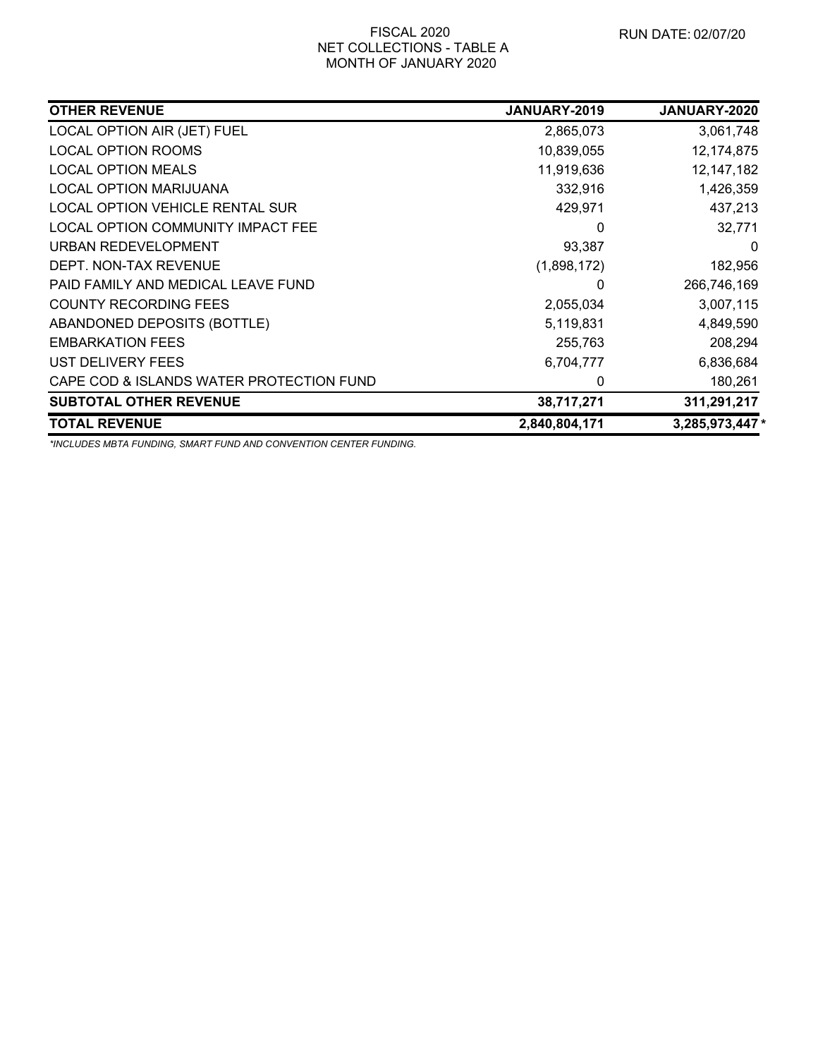FISCAL 2020
NET COLLECTIONS - TABLE A
MONTH OF JANUARY 2020

RUN DATE: 02/07/20

| OTHER REVENUE | JANUARY-2019 | JANUARY-2020 |
|---|---|---|
| LOCAL OPTION AIR (JET) FUEL | 2,865,073 | 3,061,748 |
| LOCAL OPTION ROOMS | 10,839,055 | 12,174,875 |
| LOCAL OPTION MEALS | 11,919,636 | 12,147,182 |
| LOCAL OPTION MARIJUANA | 332,916 | 1,426,359 |
| LOCAL OPTION VEHICLE RENTAL SUR | 429,971 | 437,213 |
| LOCAL OPTION COMMUNITY IMPACT FEE | 0 | 32,771 |
| URBAN REDEVELOPMENT | 93,387 | 0 |
| DEPT. NON-TAX REVENUE | (1,898,172) | 182,956 |
| PAID FAMILY AND MEDICAL LEAVE FUND | 0 | 266,746,169 |
| COUNTY RECORDING FEES | 2,055,034 | 3,007,115 |
| ABANDONED DEPOSITS (BOTTLE) | 5,119,831 | 4,849,590 |
| EMBARKATION FEES | 255,763 | 208,294 |
| UST DELIVERY FEES | 6,704,777 | 6,836,684 |
| CAPE COD & ISLANDS WATER PROTECTION FUND | 0 | 180,261 |
| **SUBTOTAL OTHER REVENUE** | **38,717,271** | **311,291,217** |
| **TOTAL REVENUE** | **2,840,804,171** | **3,285,973,447 \*** |

*\*INCLUDES MBTA FUNDING, SMART FUND AND CONVENTION CENTER FUNDING.*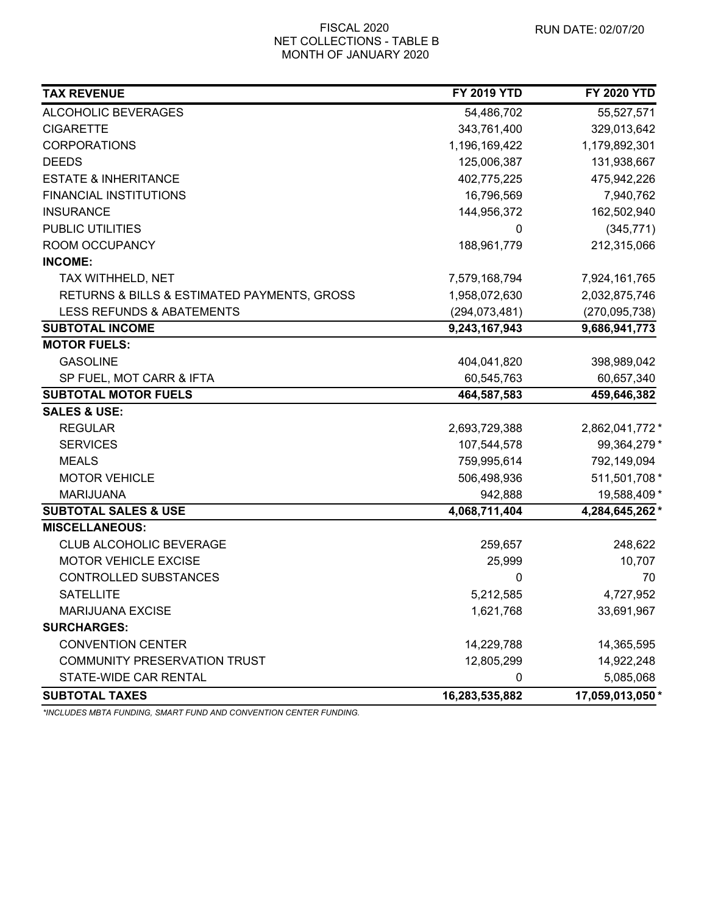FISCAL 2020
NET COLLECTIONS - TABLE B
MONTH OF JANUARY 2020

RUN DATE: 02/07/20

| TAX REVENUE | FY 2019 YTD | FY 2020 YTD |
|---|---|---|
| ALCOHOLIC BEVERAGES | 54,486,702 | 55,527,571 |
| CIGARETTE | 343,761,400 | 329,013,642 |
| CORPORATIONS | 1,196,169,422 | 1,179,892,301 |
| DEEDS | 125,006,387 | 131,938,667 |
| ESTATE & INHERITANCE | 402,775,225 | 475,942,226 |
| FINANCIAL INSTITUTIONS | 16,796,569 | 7,940,762 |
| INSURANCE | 144,956,372 | 162,502,940 |
| PUBLIC UTILITIES | 0 | (345,771) |
| ROOM OCCUPANCY | 188,961,779 | 212,315,066 |
| **INCOME:** | | |
| TAX WITHHELD, NET | 7,579,168,794 | 7,924,161,765 |
| RETURNS & BILLS & ESTIMATED PAYMENTS, GROSS | 1,958,072,630 | 2,032,875,746 |
| LESS REFUNDS & ABATEMENTS | (294,073,481) | (270,095,738) |
| **SUBTOTAL INCOME** | **9,243,167,943** | **9,686,941,773** |
| **MOTOR FUELS:** | | |
| GASOLINE | 404,041,820 | 398,989,042 |
| SP FUEL, MOT CARR & IFTA | 60,545,763 | 60,657,340 |
| **SUBTOTAL MOTOR FUELS** | **464,587,583** | **459,646,382** |
| **SALES & USE:** | | |
| REGULAR | 2,693,729,388 | 2,862,041,772 * |
| SERVICES | 107,544,578 | 99,364,279 * |
| MEALS | 759,995,614 | 792,149,094 |
| MOTOR VEHICLE | 506,498,936 | 511,501,708 * |
| MARIJUANA | 942,888 | 19,588,409 * |
| **SUBTOTAL SALES & USE** | **4,068,711,404** | **4,284,645,262 *** |
| **MISCELLANEOUS:** | | |
| CLUB ALCOHOLIC BEVERAGE | 259,657 | 248,622 |
| MOTOR VEHICLE EXCISE | 25,999 | 10,707 |
| CONTROLLED SUBSTANCES | 0 | 70 |
| SATELLITE | 5,212,585 | 4,727,952 |
| MARIJUANA EXCISE | 1,621,768 | 33,691,967 |
| **SURCHARGES:** | | |
| CONVENTION CENTER | 14,229,788 | 14,365,595 |
| COMMUNITY PRESERVATION TRUST | 12,805,299 | 14,922,248 |
| STATE-WIDE CAR RENTAL | 0 | 5,085,068 |
| **SUBTOTAL TAXES** | **16,283,535,882** | **17,059,013,050 *** |

*\*INCLUDES MBTA FUNDING, SMART FUND AND CONVENTION CENTER FUNDING.*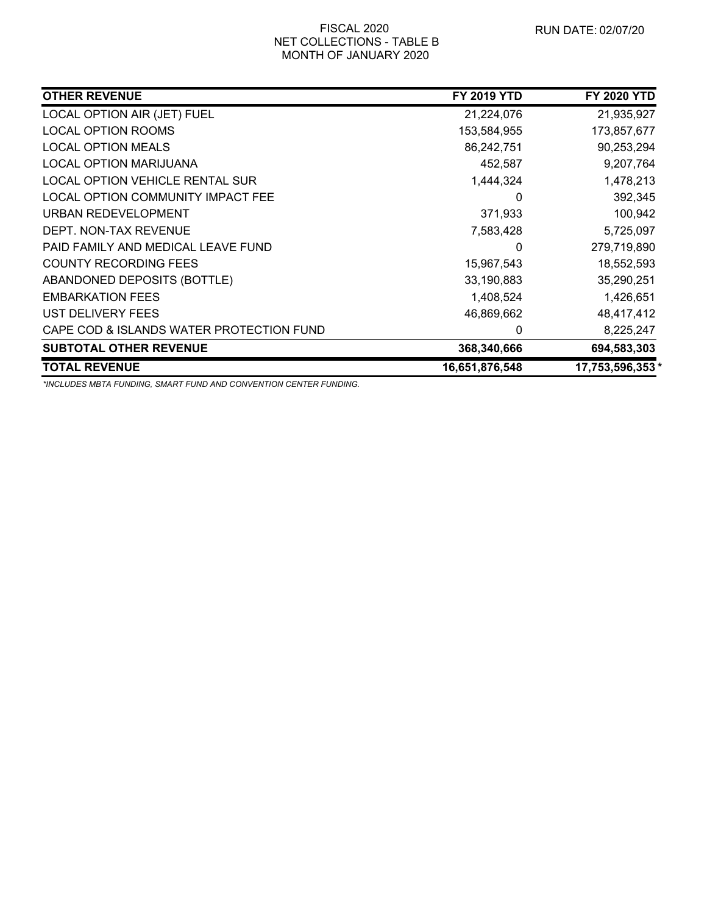FISCAL 2020
NET COLLECTIONS - TABLE B
MONTH OF JANUARY 2020

RUN DATE: 02/07/20

| OTHER REVENUE | FY 2019 YTD | FY 2020 YTD |
|---|---|---|
| LOCAL OPTION AIR (JET) FUEL | 21,224,076 | 21,935,927 |
| LOCAL OPTION ROOMS | 153,584,955 | 173,857,677 |
| LOCAL OPTION MEALS | 86,242,751 | 90,253,294 |
| LOCAL OPTION MARIJUANA | 452,587 | 9,207,764 |
| LOCAL OPTION VEHICLE RENTAL SUR | 1,444,324 | 1,478,213 |
| LOCAL OPTION COMMUNITY IMPACT FEE | 0 | 392,345 |
| URBAN REDEVELOPMENT | 371,933 | 100,942 |
| DEPT. NON-TAX REVENUE | 7,583,428 | 5,725,097 |
| PAID FAMILY AND MEDICAL LEAVE FUND | 0 | 279,719,890 |
| COUNTY RECORDING FEES | 15,967,543 | 18,552,593 |
| ABANDONED DEPOSITS (BOTTLE) | 33,190,883 | 35,290,251 |
| EMBARKATION FEES | 1,408,524 | 1,426,651 |
| UST DELIVERY FEES | 46,869,662 | 48,417,412 |
| CAPE COD & ISLANDS WATER PROTECTION FUND | 0 | 8,225,247 |
| **SUBTOTAL OTHER REVENUE** | **368,340,666** | **694,583,303** |
| **TOTAL REVENUE** | **16,651,876,548** | **17,753,596,353*** |

*INCLUDES MBTA FUNDING, SMART FUND AND CONVENTION CENTER FUNDING.*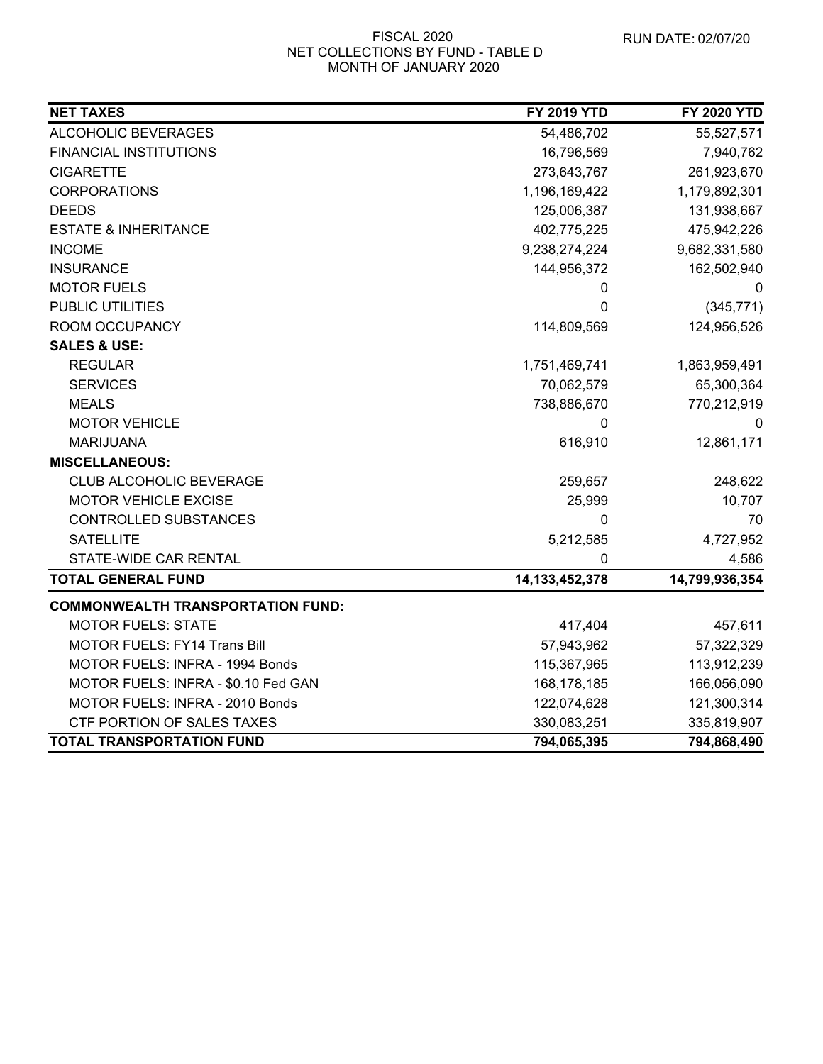FISCAL 2020
NET COLLECTIONS BY FUND - TABLE D
MONTH OF JANUARY 2020

RUN DATE: 02/07/20

| **NET TAXES** | **FY 2019 YTD** | **FY 2020 YTD** |
|---|---|---|
| ALCOHOLIC BEVERAGES | 54,486,702 | 55,527,571 |
| FINANCIAL INSTITUTIONS | 16,796,569 | 7,940,762 |
| CIGARETTE | 273,643,767 | 261,923,670 |
| CORPORATIONS | 1,196,169,422 | 1,179,892,301 |
| DEEDS | 125,006,387 | 131,938,667 |
| ESTATE & INHERITANCE | 402,775,225 | 475,942,226 |
| INCOME | 9,238,274,224 | 9,682,331,580 |
| INSURANCE | 144,956,372 | 162,502,940 |
| MOTOR FUELS | 0 | 0 |
| PUBLIC UTILITIES | 0 | (345,771) |
| ROOM OCCUPANCY | 114,809,569 | 124,956,526 |
| **SALES & USE:** | | |
| REGULAR | 1,751,469,741 | 1,863,959,491 |
| SERVICES | 70,062,579 | 65,300,364 |
| MEALS | 738,886,670 | 770,212,919 |
| MOTOR VEHICLE | 0 | 0 |
| MARIJUANA | 616,910 | 12,861,171 |
| **MISCELLANEOUS:** | | |
| CLUB ALCOHOLIC BEVERAGE | 259,657 | 248,622 |
| MOTOR VEHICLE EXCISE | 25,999 | 10,707 |
| CONTROLLED SUBSTANCES | 0 | 70 |
| SATELLITE | 5,212,585 | 4,727,952 |
| STATE-WIDE CAR RENTAL | 0 | 4,586 |
| **TOTAL GENERAL FUND** | **14,133,452,378** | **14,799,936,354** |
| **COMMONWEALTH TRANSPORTATION FUND:** | | |
| MOTOR FUELS: STATE | 417,404 | 457,611 |
| MOTOR FUELS: FY14 Trans Bill | 57,943,962 | 57,322,329 |
| MOTOR FUELS: INFRA - 1994 Bonds | 115,367,965 | 113,912,239 |
| MOTOR FUELS: INFRA - $0.10 Fed GAN | 168,178,185 | 166,056,090 |
| MOTOR FUELS: INFRA - 2010 Bonds | 122,074,628 | 121,300,314 |
| CTF PORTION OF SALES TAXES | 330,083,251 | 335,819,907 |
| **TOTAL TRANSPORTATION FUND** | **794,065,395** | **794,868,490** |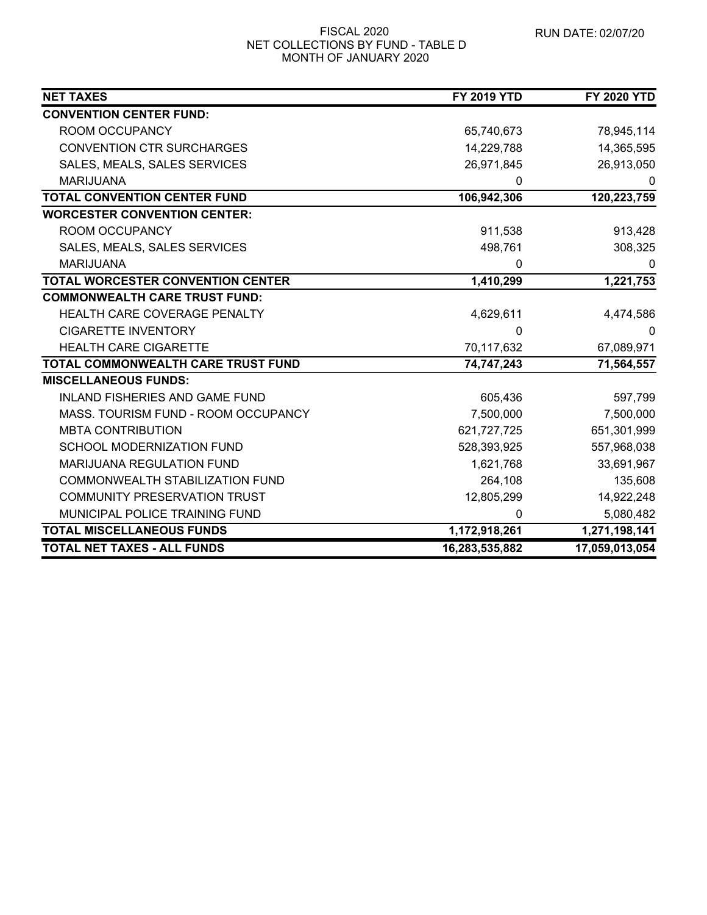FISCAL 2020
NET COLLECTIONS BY FUND - TABLE D
MONTH OF JANUARY 2020

RUN DATE: 02/07/20

| NET TAXES | FY 2019 YTD | FY 2020 YTD |
|---|---|---|
| **CONVENTION CENTER FUND:** | | |
| ROOM OCCUPANCY | 65,740,673 | 78,945,114 |
| CONVENTION CTR SURCHARGES | 14,229,788 | 14,365,595 |
| SALES, MEALS, SALES SERVICES | 26,971,845 | 26,913,050 |
| MARIJUANA | 0 | 0 |
| **TOTAL CONVENTION CENTER FUND** | **106,942,306** | **120,223,759** |
| **WORCESTER CONVENTION CENTER:** | | |
| ROOM OCCUPANCY | 911,538 | 913,428 |
| SALES, MEALS, SALES SERVICES | 498,761 | 308,325 |
| MARIJUANA | 0 | 0 |
| **TOTAL WORCESTER CONVENTION CENTER** | **1,410,299** | **1,221,753** |
| **COMMONWEALTH CARE TRUST FUND:** | | |
| HEALTH CARE COVERAGE PENALTY | 4,629,611 | 4,474,586 |
| CIGARETTE INVENTORY | 0 | 0 |
| HEALTH CARE CIGARETTE | 70,117,632 | 67,089,971 |
| **TOTAL COMMONWEALTH CARE TRUST FUND** | **74,747,243** | **71,564,557** |
| **MISCELLANEOUS FUNDS:** | | |
| INLAND FISHERIES AND GAME FUND | 605,436 | 597,799 |
| MASS. TOURISM FUND - ROOM OCCUPANCY | 7,500,000 | 7,500,000 |
| MBTA CONTRIBUTION | 621,727,725 | 651,301,999 |
| SCHOOL MODERNIZATION FUND | 528,393,925 | 557,968,038 |
| MARIJUANA REGULATION FUND | 1,621,768 | 33,691,967 |
| COMMONWEALTH STABILIZATION FUND | 264,108 | 135,608 |
| COMMUNITY PRESERVATION TRUST | 12,805,299 | 14,922,248 |
| MUNICIPAL POLICE TRAINING FUND | 0 | 5,080,482 |
| **TOTAL MISCELLANEOUS FUNDS** | **1,172,918,261** | **1,271,198,141** |
| **TOTAL NET TAXES - ALL FUNDS** | **16,283,535,882** | **17,059,013,054** |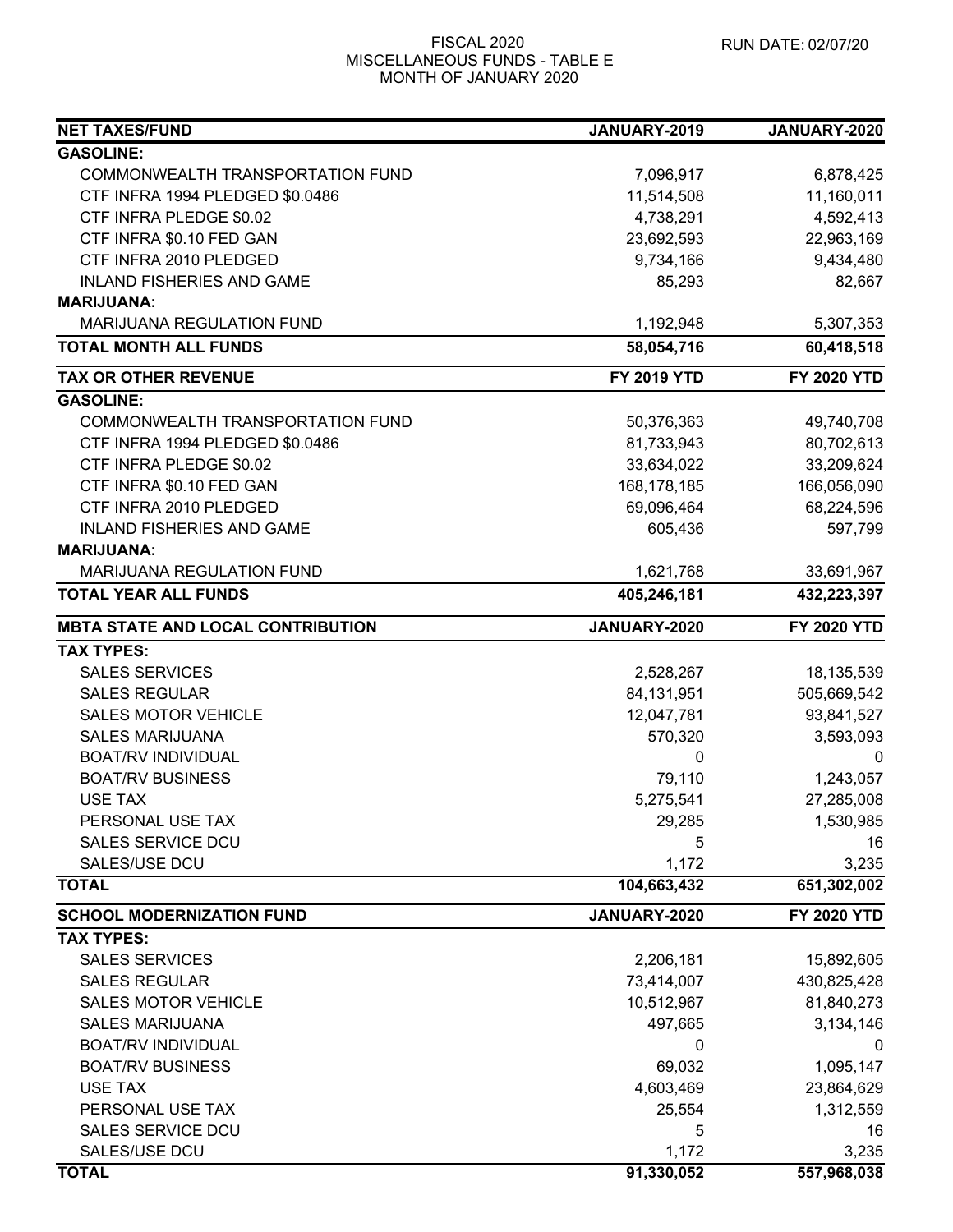FISCAL 2020
MISCELLANEOUS FUNDS - TABLE E
MONTH OF JANUARY 2020

RUN DATE: 02/07/20

| NET TAXES/FUND | JANUARY-2019 | JANUARY-2020 |
|---|---|---|
| **GASOLINE:** | | |
| COMMONWEALTH TRANSPORTATION FUND | 7,096,917 | 6,878,425 |
| CTF INFRA 1994 PLEDGED $0.0486 | 11,514,508 | 11,160,011 |
| CTF INFRA PLEDGE $0.02 | 4,738,291 | 4,592,413 |
| CTF INFRA $0.10 FED GAN | 23,692,593 | 22,963,169 |
| CTF INFRA 2010 PLEDGED | 9,734,166 | 9,434,480 |
| INLAND FISHERIES AND GAME | 85,293 | 82,667 |
| **MARIJUANA:** | | |
| MARIJUANA REGULATION FUND | 1,192,948 | 5,307,353 |
| **TOTAL MONTH ALL FUNDS** | **58,054,716** | **60,418,518** |

| TAX OR OTHER REVENUE | FY 2019 YTD | FY 2020 YTD |
|---|---|---|
| **GASOLINE:** | | |
| COMMONWEALTH TRANSPORTATION FUND | 50,376,363 | 49,740,708 |
| CTF INFRA 1994 PLEDGED $0.0486 | 81,733,943 | 80,702,613 |
| CTF INFRA PLEDGE $0.02 | 33,634,022 | 33,209,624 |
| CTF INFRA $0.10 FED GAN | 168,178,185 | 166,056,090 |
| CTF INFRA 2010 PLEDGED | 69,096,464 | 68,224,596 |
| INLAND FISHERIES AND GAME | 605,436 | 597,799 |
| **MARIJUANA:** | | |
| MARIJUANA REGULATION FUND | 1,621,768 | 33,691,967 |
| **TOTAL YEAR ALL FUNDS** | **405,246,181** | **432,223,397** |

| MBTA STATE AND LOCAL CONTRIBUTION | JANUARY-2020 | FY 2020 YTD |
|---|---|---|
| **TAX TYPES:** | | |
| SALES SERVICES | 2,528,267 | 18,135,539 |
| SALES REGULAR | 84,131,951 | 505,669,542 |
| SALES MOTOR VEHICLE | 12,047,781 | 93,841,527 |
| SALES MARIJUANA | 570,320 | 3,593,093 |
| BOAT/RV INDIVIDUAL | 0 | 0 |
| BOAT/RV BUSINESS | 79,110 | 1,243,057 |
| USE TAX | 5,275,541 | 27,285,008 |
| PERSONAL USE TAX | 29,285 | 1,530,985 |
| SALES SERVICE DCU | 5 | 16 |
| SALES/USE DCU | 1,172 | 3,235 |
| **TOTAL** | **104,663,432** | **651,302,002** |

| SCHOOL MODERNIZATION FUND | JANUARY-2020 | FY 2020 YTD |
|---|---|---|
| **TAX TYPES:** | | |
| SALES SERVICES | 2,206,181 | 15,892,605 |
| SALES REGULAR | 73,414,007 | 430,825,428 |
| SALES MOTOR VEHICLE | 10,512,967 | 81,840,273 |
| SALES MARIJUANA | 497,665 | 3,134,146 |
| BOAT/RV INDIVIDUAL | 0 | 0 |
| BOAT/RV BUSINESS | 69,032 | 1,095,147 |
| USE TAX | 4,603,469 | 23,864,629 |
| PERSONAL USE TAX | 25,554 | 1,312,559 |
| SALES SERVICE DCU | 5 | 16 |
| SALES/USE DCU | 1,172 | 3,235 |
| **TOTAL** | **91,330,052** | **557,968,038** |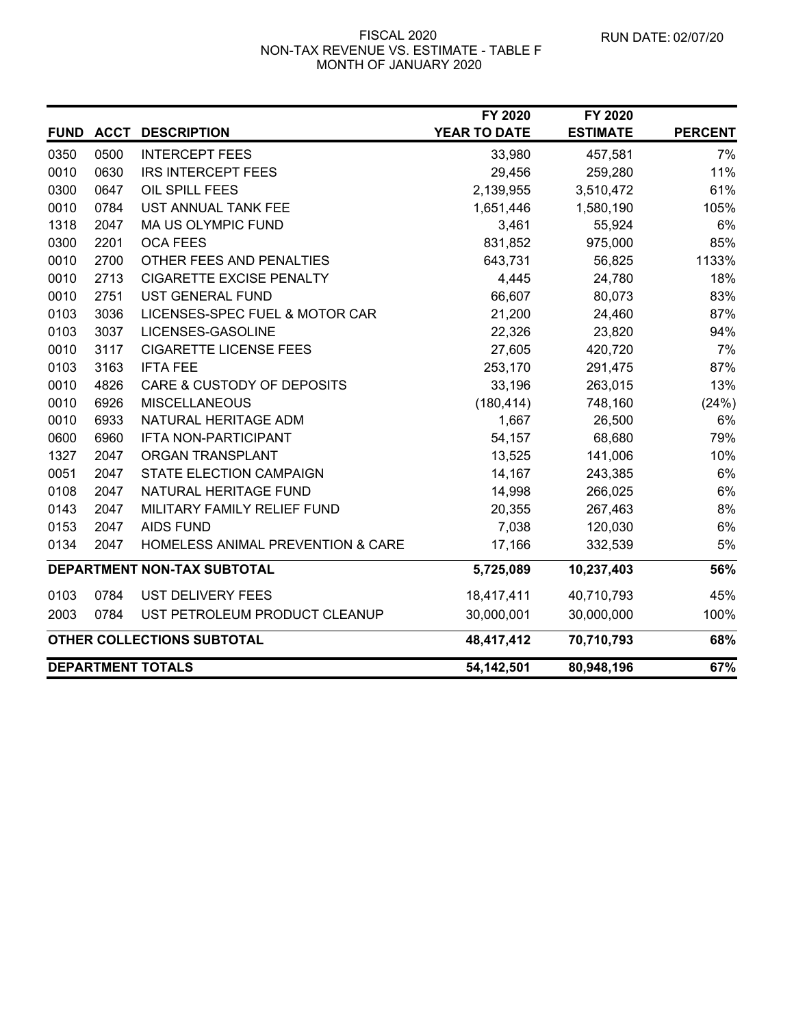FISCAL 2020
NON-TAX REVENUE VS. ESTIMATE - TABLE F
MONTH OF JANUARY 2020

RUN DATE: 02/07/20

| FUND | ACCT | DESCRIPTION | FY 2020 YEAR TO DATE | FY 2020 ESTIMATE | PERCENT |
|---|---|---|---|---|---|
| 0350 | 0500 | INTERCEPT FEES | 33,980 | 457,581 | 7% |
| 0010 | 0630 | IRS INTERCEPT FEES | 29,456 | 259,280 | 11% |
| 0300 | 0647 | OIL SPILL FEES | 2,139,955 | 3,510,472 | 61% |
| 0010 | 0784 | UST ANNUAL TANK FEE | 1,651,446 | 1,580,190 | 105% |
| 1318 | 2047 | MA US OLYMPIC FUND | 3,461 | 55,924 | 6% |
| 0300 | 2201 | OCA FEES | 831,852 | 975,000 | 85% |
| 0010 | 2700 | OTHER FEES AND PENALTIES | 643,731 | 56,825 | 1133% |
| 0010 | 2713 | CIGARETTE EXCISE PENALTY | 4,445 | 24,780 | 18% |
| 0010 | 2751 | UST GENERAL FUND | 66,607 | 80,073 | 83% |
| 0103 | 3036 | LICENSES-SPEC FUEL & MOTOR CAR | 21,200 | 24,460 | 87% |
| 0103 | 3037 | LICENSES-GASOLINE | 22,326 | 23,820 | 94% |
| 0010 | 3117 | CIGARETTE LICENSE FEES | 27,605 | 420,720 | 7% |
| 0103 | 3163 | IFTA FEE | 253,170 | 291,475 | 87% |
| 0010 | 4826 | CARE & CUSTODY OF DEPOSITS | 33,196 | 263,015 | 13% |
| 0010 | 6926 | MISCELLANEOUS | (180,414) | 748,160 | (24%) |
| 0010 | 6933 | NATURAL HERITAGE ADM | 1,667 | 26,500 | 6% |
| 0600 | 6960 | IFTA NON-PARTICIPANT | 54,157 | 68,680 | 79% |
| 1327 | 2047 | ORGAN TRANSPLANT | 13,525 | 141,006 | 10% |
| 0051 | 2047 | STATE ELECTION CAMPAIGN | 14,167 | 243,385 | 6% |
| 0108 | 2047 | NATURAL HERITAGE FUND | 14,998 | 266,025 | 6% |
| 0143 | 2047 | MILITARY FAMILY RELIEF FUND | 20,355 | 267,463 | 8% |
| 0153 | 2047 | AIDS FUND | 7,038 | 120,030 | 6% |
| 0134 | 2047 | HOMELESS ANIMAL PREVENTION & CARE | 17,166 | 332,539 | 5% |
| **DEPARTMENT NON-TAX SUBTOTAL** | | | **5,725,089** | **10,237,403** | **56%** |
| 0103 | 0784 | UST DELIVERY FEES | 18,417,411 | 40,710,793 | 45% |
| 2003 | 0784 | UST PETROLEUM PRODUCT CLEANUP | 30,000,001 | 30,000,000 | 100% |
| **OTHER COLLECTIONS SUBTOTAL** | | | **48,417,412** | **70,710,793** | **68%** |
| **DEPARTMENT TOTALS** | | | **54,142,501** | **80,948,196** | **67%** |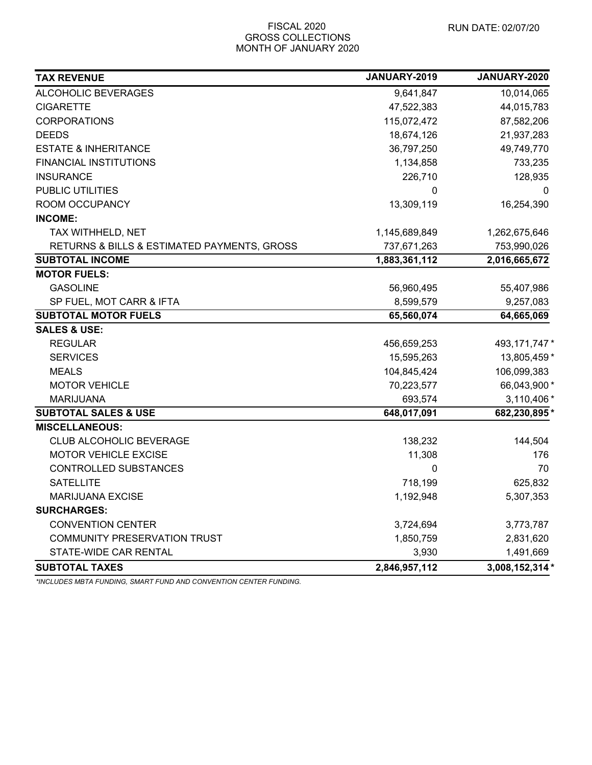FISCAL 2020
GROSS COLLECTIONS
MONTH OF JANUARY 2020

RUN DATE: 02/07/20

| TAX REVENUE | JANUARY-2019 | JANUARY-2020 |
|---|---|---|
| ALCOHOLIC BEVERAGES | 9,641,847 | 10,014,065 |
| CIGARETTE | 47,522,383 | 44,015,783 |
| CORPORATIONS | 115,072,472 | 87,582,206 |
| DEEDS | 18,674,126 | 21,937,283 |
| ESTATE & INHERITANCE | 36,797,250 | 49,749,770 |
| FINANCIAL INSTITUTIONS | 1,134,858 | 733,235 |
| INSURANCE | 226,710 | 128,935 |
| PUBLIC UTILITIES | 0 | 0 |
| ROOM OCCUPANCY | 13,309,119 | 16,254,390 |
| **INCOME:** | | |
| TAX WITHHELD, NET | 1,145,689,849 | 1,262,675,646 |
| RETURNS & BILLS & ESTIMATED PAYMENTS, GROSS | 737,671,263 | 753,990,026 |
| **SUBTOTAL INCOME** | **1,883,361,112** | **2,016,665,672** |
| **MOTOR FUELS:** | | |
| GASOLINE | 56,960,495 | 55,407,986 |
| SP FUEL, MOT CARR & IFTA | 8,599,579 | 9,257,083 |
| **SUBTOTAL MOTOR FUELS** | **65,560,074** | **64,665,069** |
| **SALES & USE:** | | |
| REGULAR | 456,659,253 | 493,171,747 * |
| SERVICES | 15,595,263 | 13,805,459 * |
| MEALS | 104,845,424 | 106,099,383 |
| MOTOR VEHICLE | 70,223,577 | 66,043,900 * |
| MARIJUANA | 693,574 | 3,110,406 * |
| **SUBTOTAL SALES & USE** | **648,017,091** | **682,230,895 *** |
| **MISCELLANEOUS:** | | |
| CLUB ALCOHOLIC BEVERAGE | 138,232 | 144,504 |
| MOTOR VEHICLE EXCISE | 11,308 | 176 |
| CONTROLLED SUBSTANCES | 0 | 70 |
| SATELLITE | 718,199 | 625,832 |
| MARIJUANA EXCISE | 1,192,948 | 5,307,353 |
| **SURCHARGES:** | | |
| CONVENTION CENTER | 3,724,694 | 3,773,787 |
| COMMUNITY PRESERVATION TRUST | 1,850,759 | 2,831,620 |
| STATE-WIDE CAR RENTAL | 3,930 | 1,491,669 |
| **SUBTOTAL TAXES** | **2,846,957,112** | **3,008,152,314 *** |

*\*INCLUDES MBTA FUNDING, SMART FUND AND CONVENTION CENTER FUNDING.*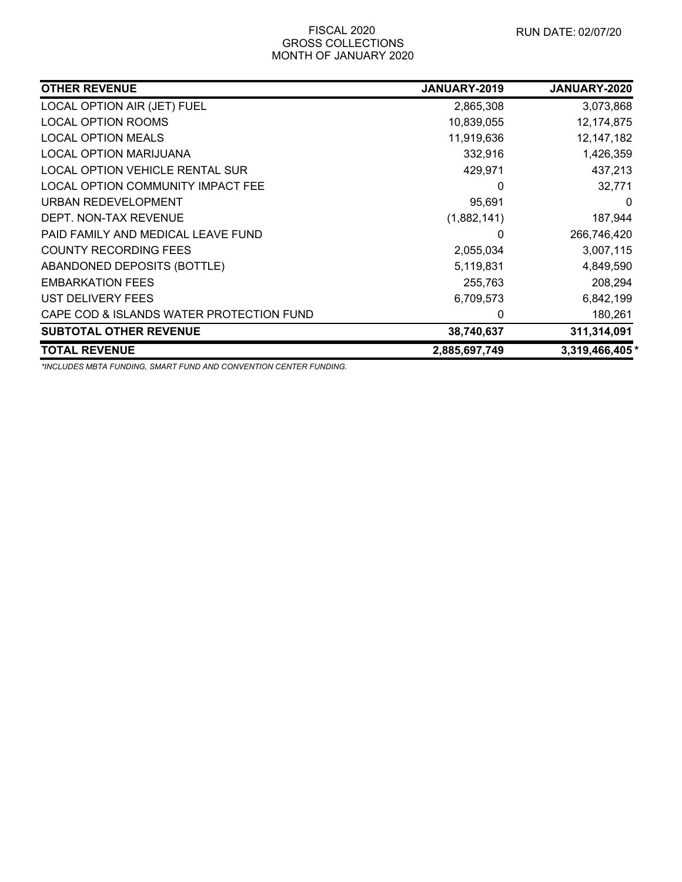FISCAL 2020
GROSS COLLECTIONS
MONTH OF JANUARY 2020

RUN DATE: 02/07/20

| OTHER REVENUE | JANUARY-2019 | JANUARY-2020 |
|---|---|---|
| LOCAL OPTION AIR (JET) FUEL | 2,865,308 | 3,073,868 |
| LOCAL OPTION ROOMS | 10,839,055 | 12,174,875 |
| LOCAL OPTION MEALS | 11,919,636 | 12,147,182 |
| LOCAL OPTION MARIJUANA | 332,916 | 1,426,359 |
| LOCAL OPTION VEHICLE RENTAL SUR | 429,971 | 437,213 |
| LOCAL OPTION COMMUNITY IMPACT FEE | 0 | 32,771 |
| URBAN REDEVELOPMENT | 95,691 | 0 |
| DEPT. NON-TAX REVENUE | (1,882,141) | 187,944 |
| PAID FAMILY AND MEDICAL LEAVE FUND | 0 | 266,746,420 |
| COUNTY RECORDING FEES | 2,055,034 | 3,007,115 |
| ABANDONED DEPOSITS (BOTTLE) | 5,119,831 | 4,849,590 |
| EMBARKATION FEES | 255,763 | 208,294 |
| UST DELIVERY FEES | 6,709,573 | 6,842,199 |
| CAPE COD & ISLANDS WATER PROTECTION FUND | 0 | 180,261 |
| **SUBTOTAL OTHER REVENUE** | **38,740,637** | **311,314,091** |
| **TOTAL REVENUE** | **2,885,697,749** | **3,319,466,405** * |

*INCLUDES MBTA FUNDING, SMART FUND AND CONVENTION CENTER FUNDING.*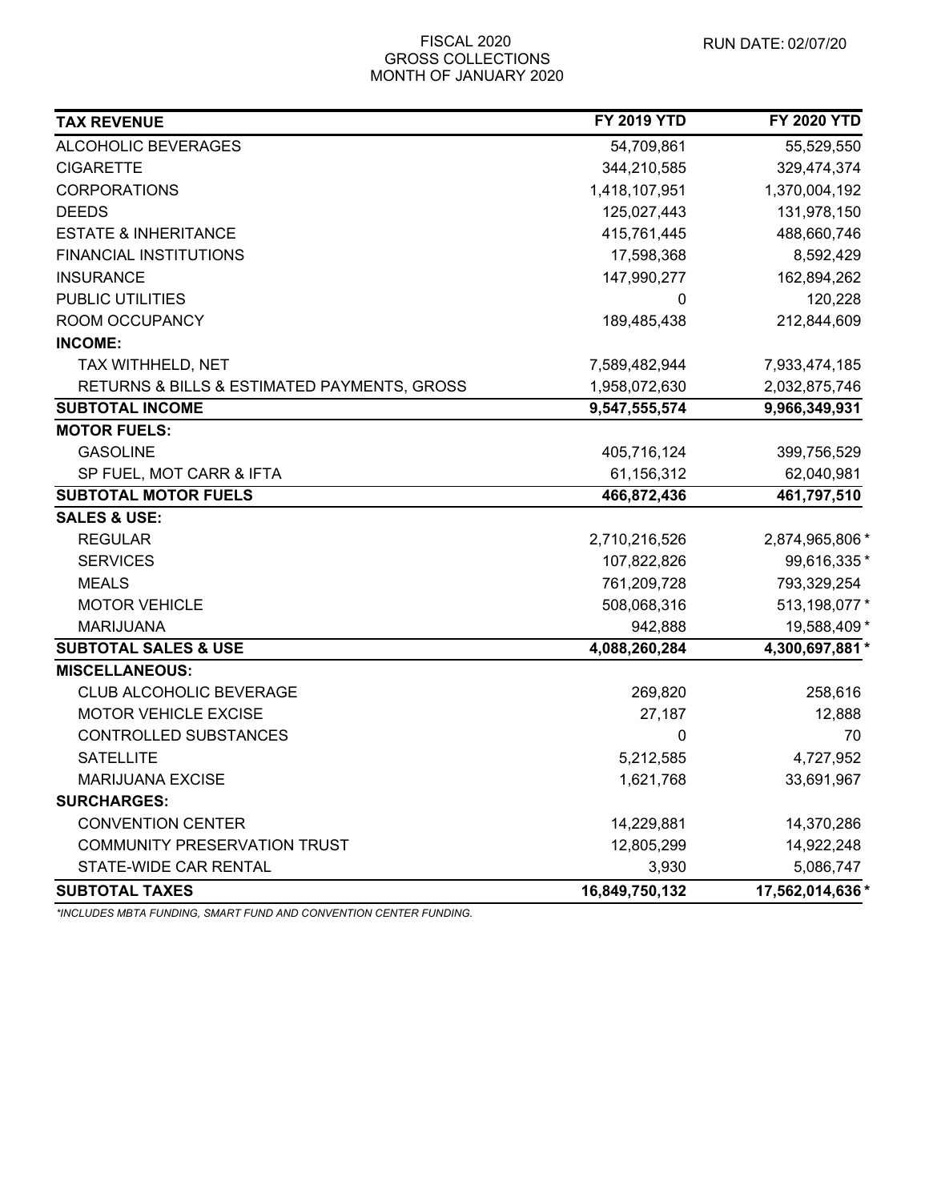FISCAL 2020
GROSS COLLECTIONS
MONTH OF JANUARY 2020

RUN DATE: 02/07/20

| TAX REVENUE | FY 2019 YTD | FY 2020 YTD |
|---|---|---|
| ALCOHOLIC BEVERAGES | 54,709,861 | 55,529,550 |
| CIGARETTE | 344,210,585 | 329,474,374 |
| CORPORATIONS | 1,418,107,951 | 1,370,004,192 |
| DEEDS | 125,027,443 | 131,978,150 |
| ESTATE & INHERITANCE | 415,761,445 | 488,660,746 |
| FINANCIAL INSTITUTIONS | 17,598,368 | 8,592,429 |
| INSURANCE | 147,990,277 | 162,894,262 |
| PUBLIC UTILITIES | 0 | 120,228 |
| ROOM OCCUPANCY | 189,485,438 | 212,844,609 |
| **INCOME:** | | |
| TAX WITHHELD, NET | 7,589,482,944 | 7,933,474,185 |
| RETURNS & BILLS & ESTIMATED PAYMENTS, GROSS | 1,958,072,630 | 2,032,875,746 |
| **SUBTOTAL INCOME** | **9,547,555,574** | **9,966,349,931** |
| **MOTOR FUELS:** | | |
| GASOLINE | 405,716,124 | 399,756,529 |
| SP FUEL, MOT CARR & IFTA | 61,156,312 | 62,040,981 |
| **SUBTOTAL MOTOR FUELS** | **466,872,436** | **461,797,510** |
| **SALES & USE:** | | |
| REGULAR | 2,710,216,526 | 2,874,965,806 * |
| SERVICES | 107,822,826 | 99,616,335 * |
| MEALS | 761,209,728 | 793,329,254 |
| MOTOR VEHICLE | 508,068,316 | 513,198,077 * |
| MARIJUANA | 942,888 | 19,588,409 * |
| **SUBTOTAL SALES & USE** | **4,088,260,284** | **4,300,697,881 *** |
| **MISCELLANEOUS:** | | |
| CLUB ALCOHOLIC BEVERAGE | 269,820 | 258,616 |
| MOTOR VEHICLE EXCISE | 27,187 | 12,888 |
| CONTROLLED SUBSTANCES | 0 | 70 |
| SATELLITE | 5,212,585 | 4,727,952 |
| MARIJUANA EXCISE | 1,621,768 | 33,691,967 |
| **SURCHARGES:** | | |
| CONVENTION CENTER | 14,229,881 | 14,370,286 |
| COMMUNITY PRESERVATION TRUST | 12,805,299 | 14,922,248 |
| STATE-WIDE CAR RENTAL | 3,930 | 5,086,747 |
| **SUBTOTAL TAXES** | **16,849,750,132** | **17,562,014,636 *** |

*\*INCLUDES MBTA FUNDING, SMART FUND AND CONVENTION CENTER FUNDING.*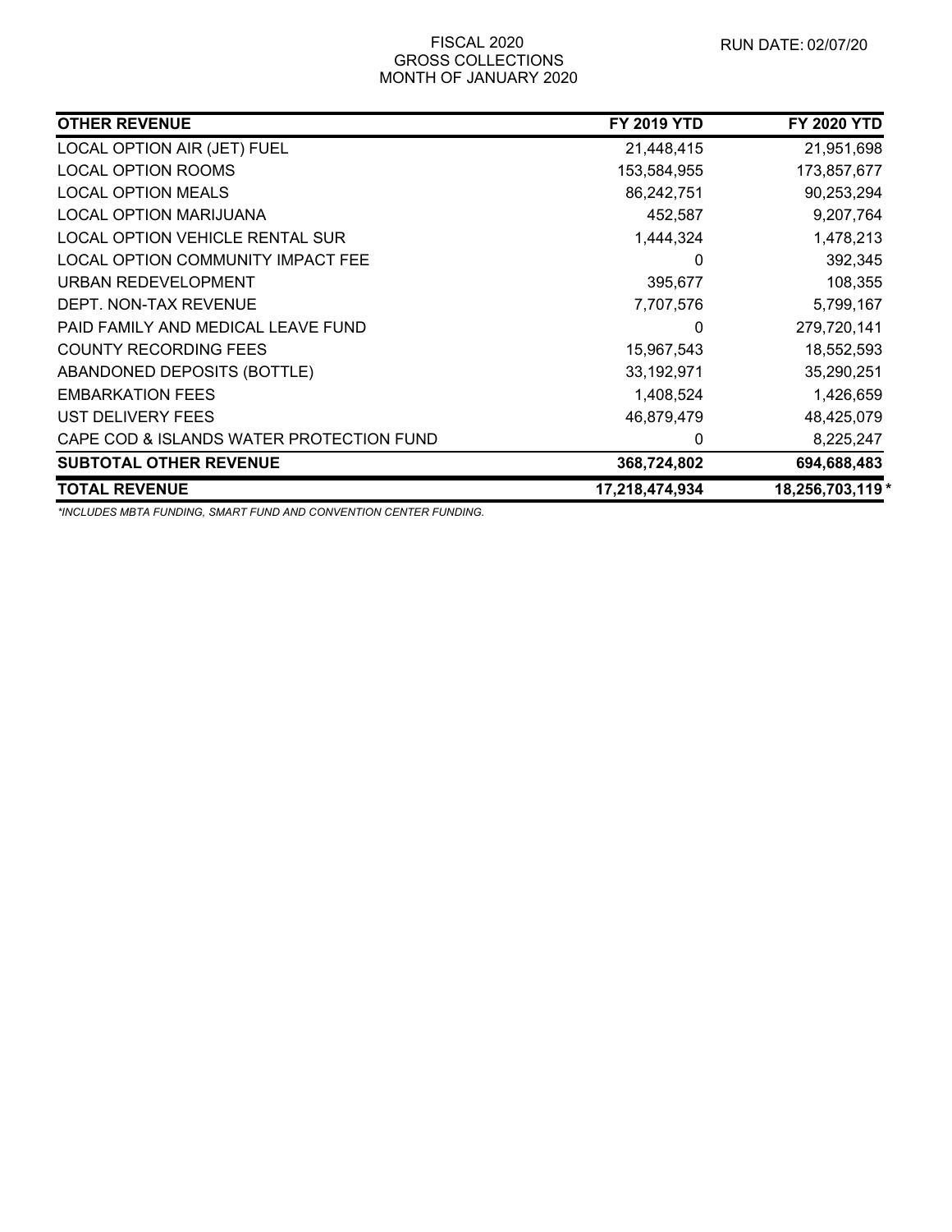FISCAL 2020
GROSS COLLECTIONS
MONTH OF JANUARY 2020

RUN DATE: 02/07/20

| OTHER REVENUE | FY 2019 YTD | FY 2020 YTD |
|---|---|---|
| LOCAL OPTION AIR (JET) FUEL | 21,448,415 | 21,951,698 |
| LOCAL OPTION ROOMS | 153,584,955 | 173,857,677 |
| LOCAL OPTION MEALS | 86,242,751 | 90,253,294 |
| LOCAL OPTION MARIJUANA | 452,587 | 9,207,764 |
| LOCAL OPTION VEHICLE RENTAL SUR | 1,444,324 | 1,478,213 |
| LOCAL OPTION COMMUNITY IMPACT FEE | 0 | 392,345 |
| URBAN REDEVELOPMENT | 395,677 | 108,355 |
| DEPT. NON-TAX REVENUE | 7,707,576 | 5,799,167 |
| PAID FAMILY AND MEDICAL LEAVE FUND | 0 | 279,720,141 |
| COUNTY RECORDING FEES | 15,967,543 | 18,552,593 |
| ABANDONED DEPOSITS (BOTTLE) | 33,192,971 | 35,290,251 |
| EMBARKATION FEES | 1,408,524 | 1,426,659 |
| UST DELIVERY FEES | 46,879,479 | 48,425,079 |
| CAPE COD & ISLANDS WATER PROTECTION FUND | 0 | 8,225,247 |
| **SUBTOTAL OTHER REVENUE** | **368,724,802** | **694,688,483** |
| **TOTAL REVENUE** | **17,218,474,934** | **18,256,703,119** * |

*\*INCLUDES MBTA FUNDING, SMART FUND AND CONVENTION CENTER FUNDING.*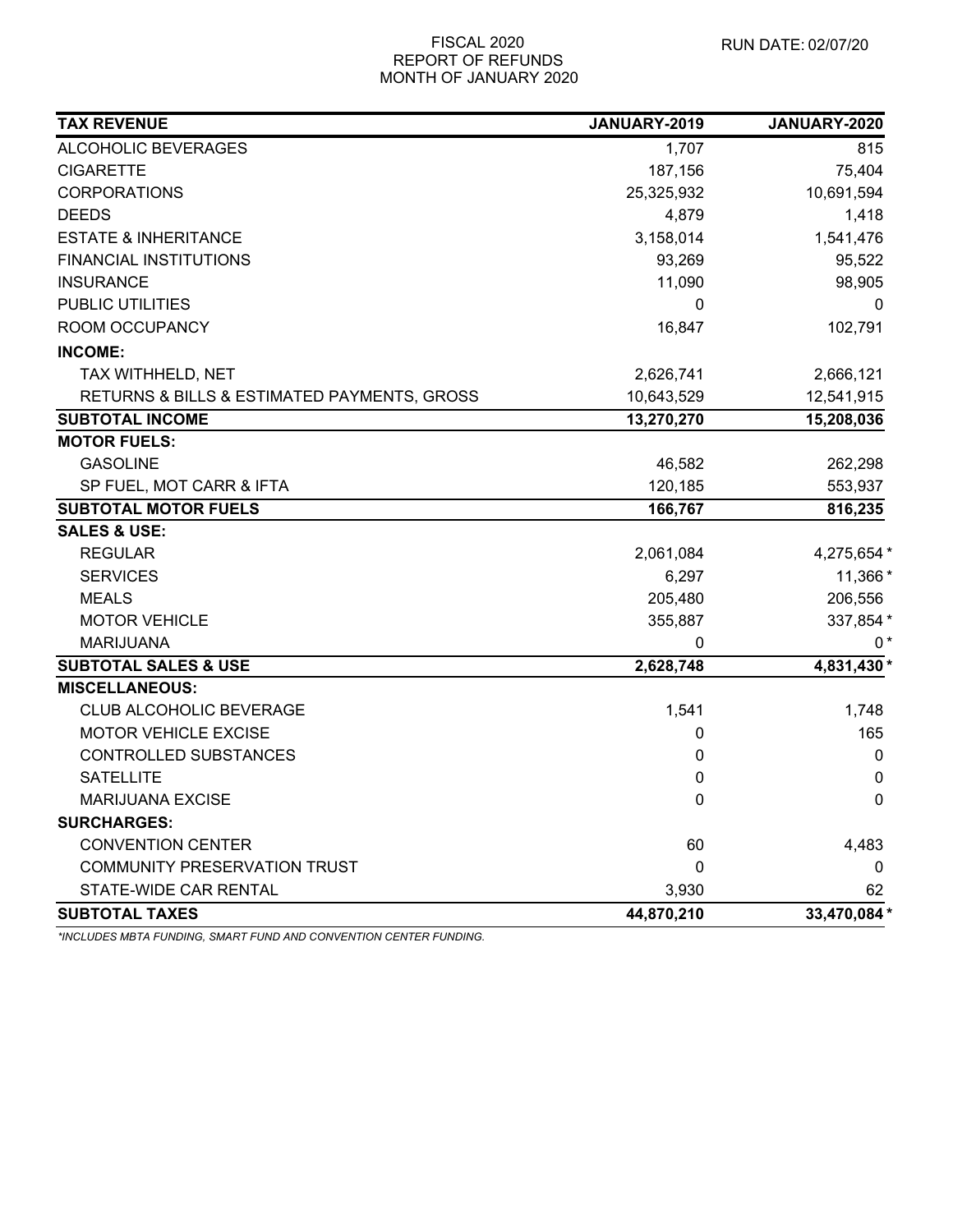FISCAL 2020
REPORT OF REFUNDS
MONTH OF JANUARY 2020

RUN DATE: 02/07/20

| TAX REVENUE | JANUARY-2019 | JANUARY-2020 |
|---|---|---|
| ALCOHOLIC BEVERAGES | 1,707 | 815 |
| CIGARETTE | 187,156 | 75,404 |
| CORPORATIONS | 25,325,932 | 10,691,594 |
| DEEDS | 4,879 | 1,418 |
| ESTATE & INHERITANCE | 3,158,014 | 1,541,476 |
| FINANCIAL INSTITUTIONS | 93,269 | 95,522 |
| INSURANCE | 11,090 | 98,905 |
| PUBLIC UTILITIES | 0 | 0 |
| ROOM OCCUPANCY | 16,847 | 102,791 |
| **INCOME:** | | |
| TAX WITHHELD, NET | 2,626,741 | 2,666,121 |
| RETURNS & BILLS & ESTIMATED PAYMENTS, GROSS | 10,643,529 | 12,541,915 |
| **SUBTOTAL INCOME** | **13,270,270** | **15,208,036** |
| **MOTOR FUELS:** | | |
| GASOLINE | 46,582 | 262,298 |
| SP FUEL, MOT CARR & IFTA | 120,185 | 553,937 |
| **SUBTOTAL MOTOR FUELS** | **166,767** | **816,235** |
| **SALES & USE:** | | |
| REGULAR | 2,061,084 | 4,275,654 * |
| SERVICES | 6,297 | 11,366 * |
| MEALS | 205,480 | 206,556 |
| MOTOR VEHICLE | 355,887 | 337,854 * |
| MARIJUANA | 0 | 0 * |
| **SUBTOTAL SALES & USE** | **2,628,748** | **4,831,430 *** |
| **MISCELLANEOUS:** | | |
| CLUB ALCOHOLIC BEVERAGE | 1,541 | 1,748 |
| MOTOR VEHICLE EXCISE | 0 | 165 |
| CONTROLLED SUBSTANCES | 0 | 0 |
| SATELLITE | 0 | 0 |
| MARIJUANA EXCISE | 0 | 0 |
| **SURCHARGES:** | | |
| CONVENTION CENTER | 60 | 4,483 |
| COMMUNITY PRESERVATION TRUST | 0 | 0 |
| STATE-WIDE CAR RENTAL | 3,930 | 62 |
| **SUBTOTAL TAXES** | **44,870,210** | **33,470,084 *** |

*\*INCLUDES MBTA FUNDING, SMART FUND AND CONVENTION CENTER FUNDING.*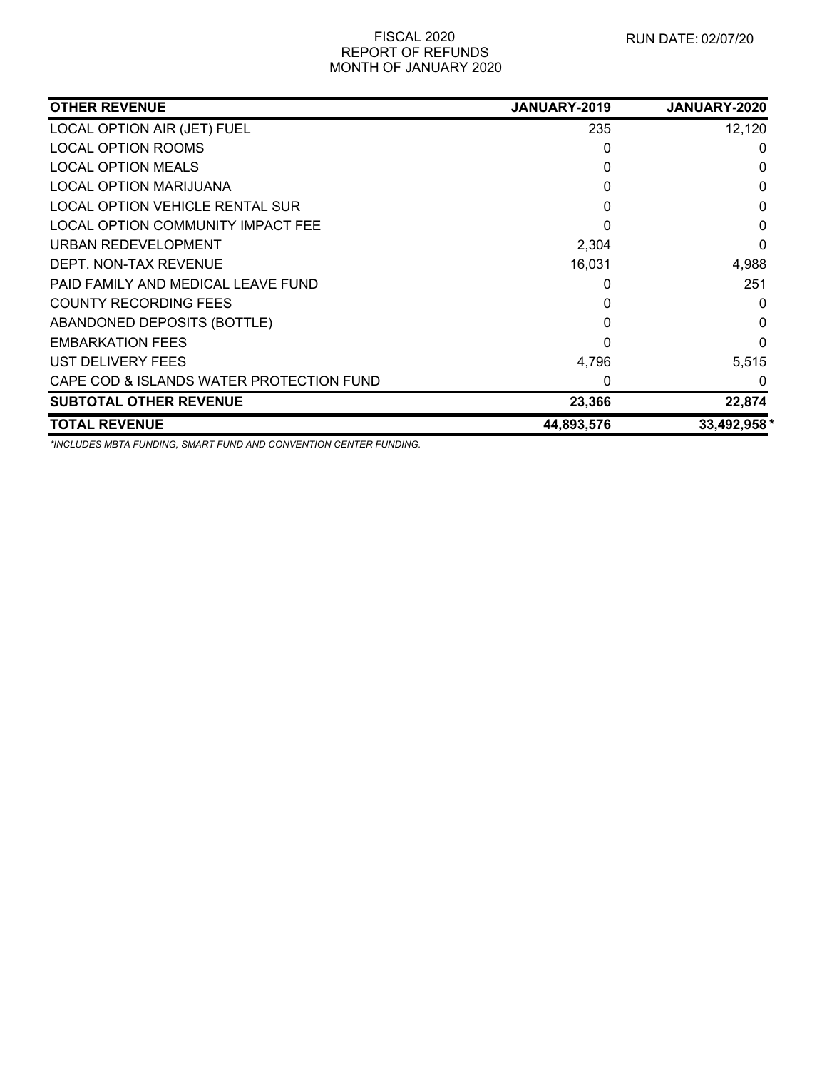FISCAL 2020
REPORT OF REFUNDS
MONTH OF JANUARY 2020

RUN DATE: 02/07/20

| OTHER REVENUE | JANUARY-2019 | JANUARY-2020 |
|---|---|---|
| LOCAL OPTION AIR (JET) FUEL | 235 | 12,120 |
| LOCAL OPTION ROOMS | 0 | 0 |
| LOCAL OPTION MEALS | 0 | 0 |
| LOCAL OPTION MARIJUANA | 0 | 0 |
| LOCAL OPTION VEHICLE RENTAL SUR | 0 | 0 |
| LOCAL OPTION COMMUNITY IMPACT FEE | 0 | 0 |
| URBAN REDEVELOPMENT | 2,304 | 0 |
| DEPT. NON-TAX REVENUE | 16,031 | 4,988 |
| PAID FAMILY AND MEDICAL LEAVE FUND | 0 | 251 |
| COUNTY RECORDING FEES | 0 | 0 |
| ABANDONED DEPOSITS (BOTTLE) | 0 | 0 |
| EMBARKATION FEES | 0 | 0 |
| UST DELIVERY FEES | 4,796 | 5,515 |
| CAPE COD & ISLANDS WATER PROTECTION FUND | 0 | 0 |
| **SUBTOTAL OTHER REVENUE** | **23,366** | **22,874** |
| **TOTAL REVENUE** | **44,893,576** | **33,492,958** * |

*\*INCLUDES MBTA FUNDING, SMART FUND AND CONVENTION CENTER FUNDING.*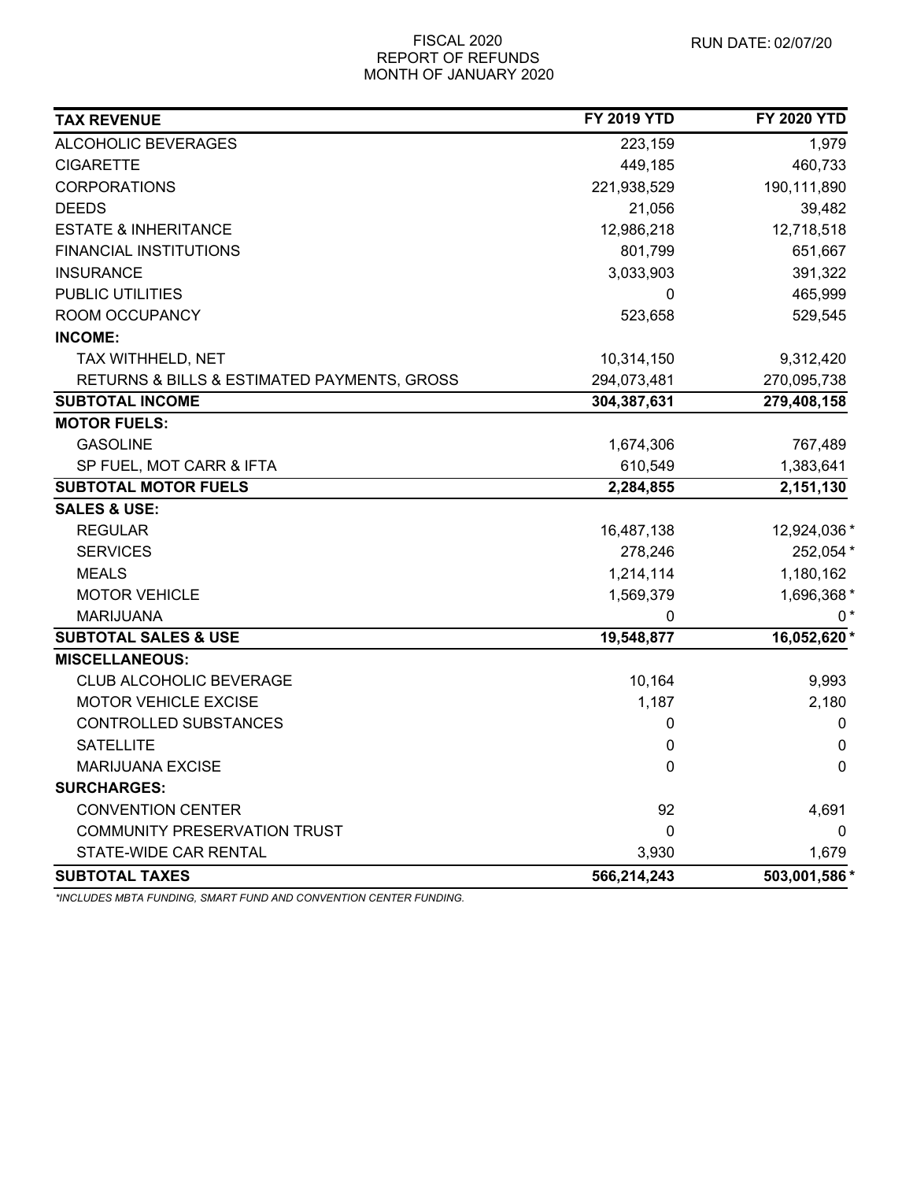FISCAL 2020
REPORT OF REFUNDS
MONTH OF JANUARY 2020

RUN DATE: 02/07/20

| TAX REVENUE | FY 2019 YTD | FY 2020 YTD |
|---|---|---|
| ALCOHOLIC BEVERAGES | 223,159 | 1,979 |
| CIGARETTE | 449,185 | 460,733 |
| CORPORATIONS | 221,938,529 | 190,111,890 |
| DEEDS | 21,056 | 39,482 |
| ESTATE & INHERITANCE | 12,986,218 | 12,718,518 |
| FINANCIAL INSTITUTIONS | 801,799 | 651,667 |
| INSURANCE | 3,033,903 | 391,322 |
| PUBLIC UTILITIES | 0 | 465,999 |
| ROOM OCCUPANCY | 523,658 | 529,545 |
| **INCOME:** | | |
| TAX WITHHELD, NET | 10,314,150 | 9,312,420 |
| RETURNS & BILLS & ESTIMATED PAYMENTS, GROSS | 294,073,481 | 270,095,738 |
| **SUBTOTAL INCOME** | **304,387,631** | **279,408,158** |
| **MOTOR FUELS:** | | |
| GASOLINE | 1,674,306 | 767,489 |
| SP FUEL, MOT CARR & IFTA | 610,549 | 1,383,641 |
| **SUBTOTAL MOTOR FUELS** | **2,284,855** | **2,151,130** |
| **SALES & USE:** | | |
| REGULAR | 16,487,138 | 12,924,036 * |
| SERVICES | 278,246 | 252,054 * |
| MEALS | 1,214,114 | 1,180,162 |
| MOTOR VEHICLE | 1,569,379 | 1,696,368 * |
| MARIJUANA | 0 | 0 * |
| **SUBTOTAL SALES & USE** | **19,548,877** | **16,052,620 *** |
| **MISCELLANEOUS:** | | |
| CLUB ALCOHOLIC BEVERAGE | 10,164 | 9,993 |
| MOTOR VEHICLE EXCISE | 1,187 | 2,180 |
| CONTROLLED SUBSTANCES | 0 | 0 |
| SATELLITE | 0 | 0 |
| MARIJUANA EXCISE | 0 | 0 |
| **SURCHARGES:** | | |
| CONVENTION CENTER | 92 | 4,691 |
| COMMUNITY PRESERVATION TRUST | 0 | 0 |
| STATE-WIDE CAR RENTAL | 3,930 | 1,679 |
| **SUBTOTAL TAXES** | **566,214,243** | **503,001,586 *** |

*\*INCLUDES MBTA FUNDING, SMART FUND AND CONVENTION CENTER FUNDING.*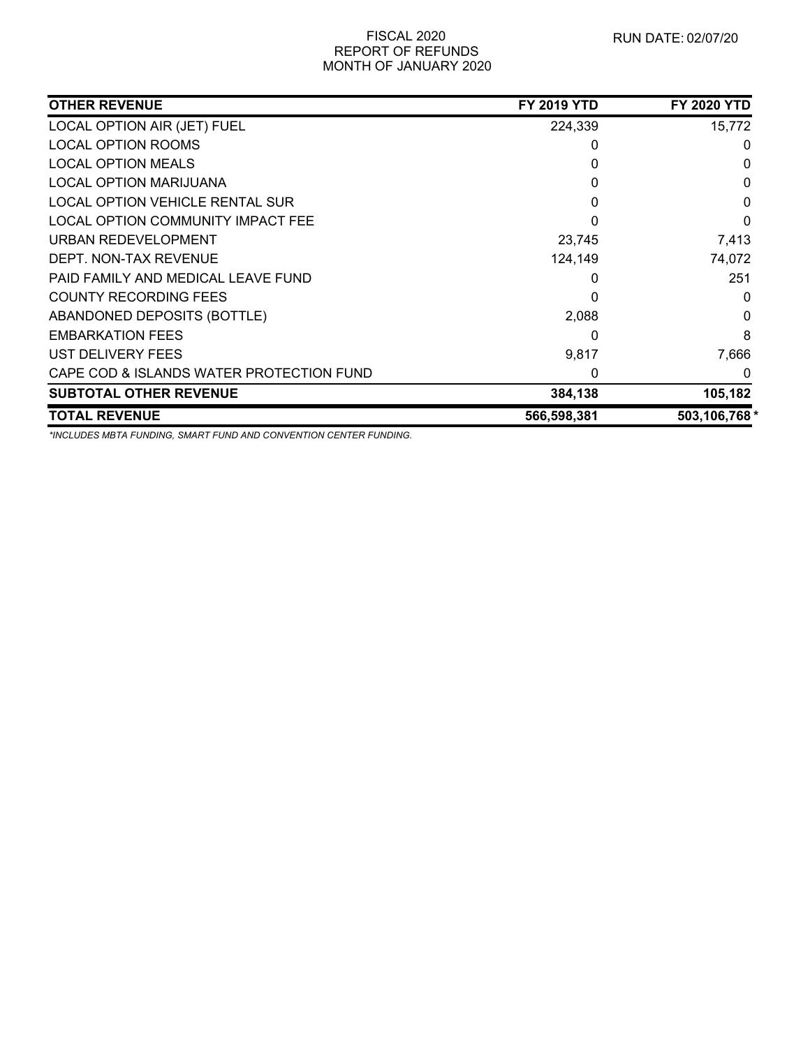FISCAL 2020
REPORT OF REFUNDS
MONTH OF JANUARY 2020

RUN DATE: 02/07/20

| OTHER REVENUE | FY 2019 YTD | FY 2020 YTD |
|---|---|---|
| LOCAL OPTION AIR (JET) FUEL | 224,339 | 15,772 |
| LOCAL OPTION ROOMS | 0 | 0 |
| LOCAL OPTION MEALS | 0 | 0 |
| LOCAL OPTION MARIJUANA | 0 | 0 |
| LOCAL OPTION VEHICLE RENTAL SUR | 0 | 0 |
| LOCAL OPTION COMMUNITY IMPACT FEE | 0 | 0 |
| URBAN REDEVELOPMENT | 23,745 | 7,413 |
| DEPT. NON-TAX REVENUE | 124,149 | 74,072 |
| PAID FAMILY AND MEDICAL LEAVE FUND | 0 | 251 |
| COUNTY RECORDING FEES | 0 | 0 |
| ABANDONED DEPOSITS (BOTTLE) | 2,088 | 0 |
| EMBARKATION FEES | 0 | 8 |
| UST DELIVERY FEES | 9,817 | 7,666 |
| CAPE COD & ISLANDS WATER PROTECTION FUND | 0 | 0 |
| **SUBTOTAL OTHER REVENUE** | **384,138** | **105,182** |
| **TOTAL REVENUE** | **566,598,381** | **503,106,768 *** |

*\*INCLUDES MBTA FUNDING, SMART FUND AND CONVENTION CENTER FUNDING.*